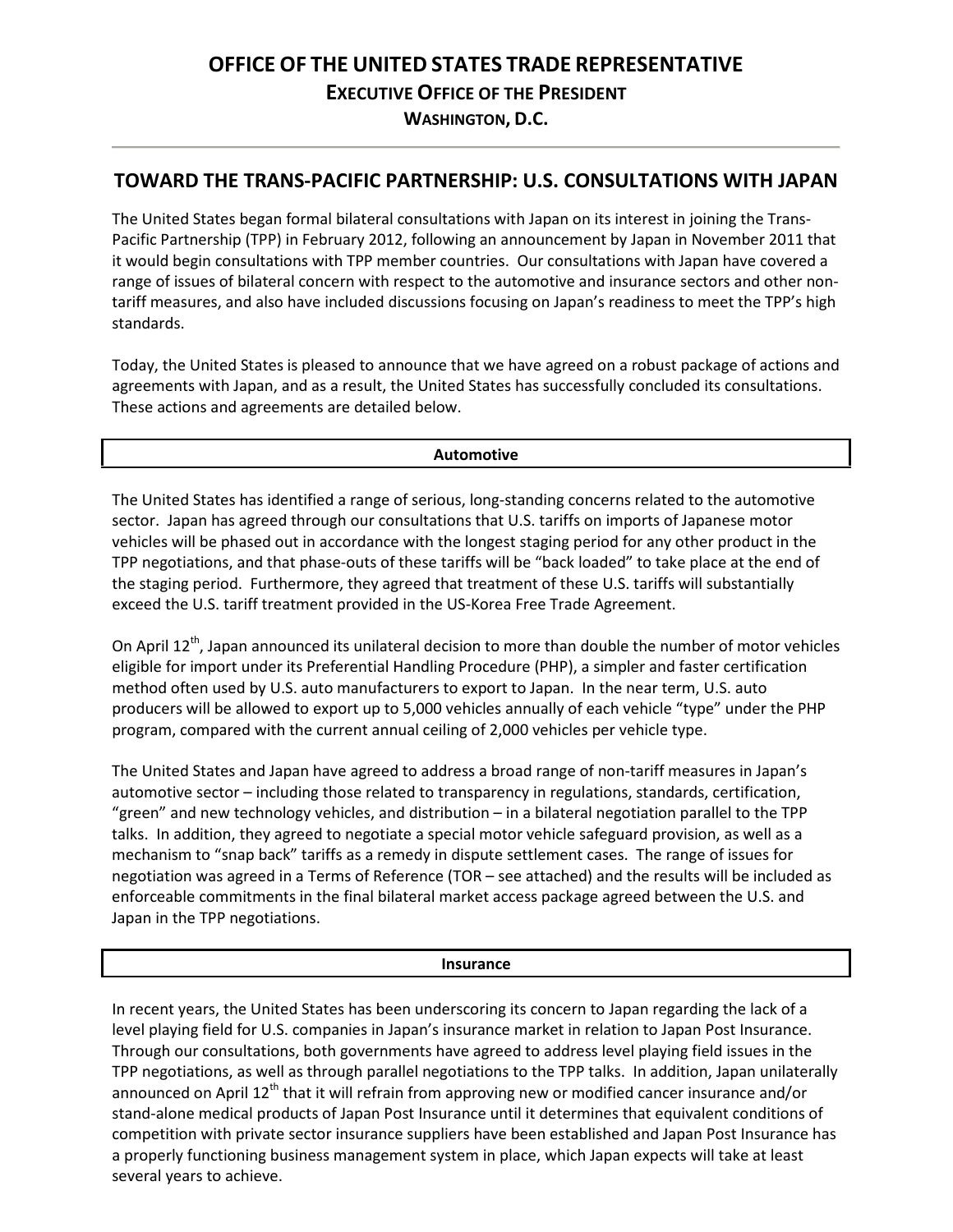# OFFICE OF THE UNITED STATES TRADE REPRESENTATIVE

## EXECUTIVE OFFICE OF THE PRESIDENT

### WASHINGTON, D.C.

---

## TOWARD THE TRANS-PACIFIC PARTNERSHIP: U.S. CONSULTATIONS WITH JAPAN

The United States began formal bilateral consultations with Japan on its interest in joining the Trans-Pacific Partnership (TPP) in February 2012, following an announcement by Japan in November 2011 that it would begin consultations with TPP member countries. Our consultations with Japan have covered a range of issues of bilateral concern with respect to the automotive and insurance sectors and other non-tariff measures, and also have included discussions focusing on Japan's readiness to meet the TPP's high standards.

Today, the United States is pleased to announce that we have agreed on a robust package of actions and agreements with Japan, and as a result, the United States has successfully concluded its consultations. These actions and agreements are detailed below.

### Automotive

The United States has identified a range of serious, long-standing concerns related to the automotive sector. Japan has agreed through our consultations that U.S. tariffs on imports of Japanese motor vehicles will be phased out in accordance with the longest staging period for any other product in the TPP negotiations, and that phase-outs of these tariffs will be "back loaded" to take place at the end of the staging period. Furthermore, they agreed that treatment of these U.S. tariffs will substantially exceed the U.S. tariff treatment provided in the US-Korea Free Trade Agreement.

On April 12th, Japan announced its unilateral decision to more than double the number of motor vehicles eligible for import under its Preferential Handling Procedure (PHP), a simpler and faster certification method often used by U.S. auto manufacturers to export to Japan. In the near term, U.S. auto producers will be allowed to export up to 5,000 vehicles annually of each vehicle "type" under the PHP program, compared with the current annual ceiling of 2,000 vehicles per vehicle type.

The United States and Japan have agreed to address a broad range of non-tariff measures in Japan's automotive sector – including those related to transparency in regulations, standards, certification, "green" and new technology vehicles, and distribution – in a bilateral negotiation parallel to the TPP talks. In addition, they agreed to negotiate a special motor vehicle safeguard provision, as well as a mechanism to "snap back" tariffs as a remedy in dispute settlement cases. The range of issues for negotiation was agreed in a Terms of Reference (TOR – see attached) and the results will be included as enforceable commitments in the final bilateral market access package agreed between the U.S. and Japan in the TPP negotiations.

### Insurance

In recent years, the United States has been underscoring its concern to Japan regarding the lack of a level playing field for U.S. companies in Japan's insurance market in relation to Japan Post Insurance. Through our consultations, both governments have agreed to address level playing field issues in the TPP negotiations, as well as through parallel negotiations to the TPP talks. In addition, Japan unilaterally announced on April 12th that it will refrain from approving new or modified cancer insurance and/or stand-alone medical products of Japan Post Insurance until it determines that equivalent conditions of competition with private sector insurance suppliers have been established and Japan Post Insurance has a properly functioning business management system in place, which Japan expects will take at least several years to achieve.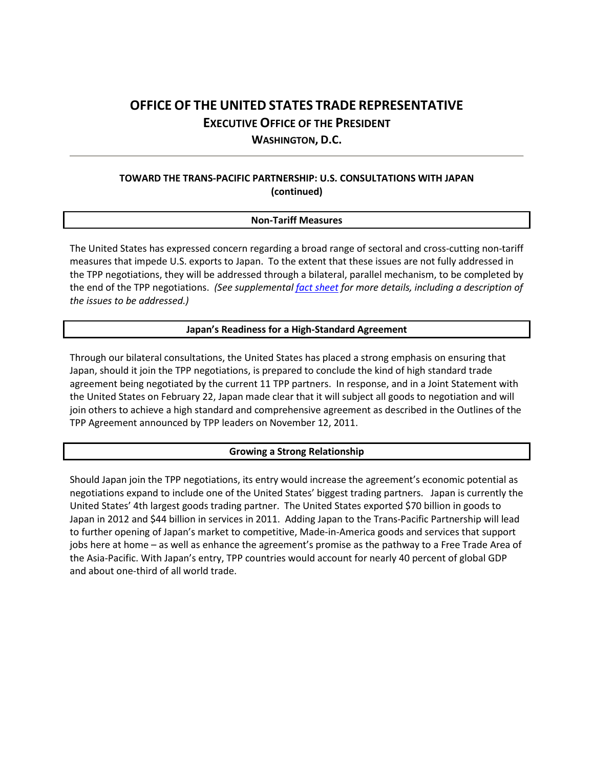# OFFICE OF THE UNITED STATES TRADE REPRESENTATIVE

## EXECUTIVE OFFICE OF THE PRESIDENT

### WASHINGTON, D.C.

---

**TOWARD THE TRANS-PACIFIC PARTNERSHIP: U.S. CONSULTATIONS WITH JAPAN (continued)**

### Non-Tariff Measures

The United States has expressed concern regarding a broad range of sectoral and cross-cutting non-tariff measures that impede U.S. exports to Japan. To the extent that these issues are not fully addressed in the TPP negotiations, they will be addressed through a bilateral, parallel mechanism, to be completed by the end of the TPP negotiations. *(See supplemental fact sheet for more details, including a description of the issues to be addressed.)*

### Japan's Readiness for a High-Standard Agreement

Through our bilateral consultations, the United States has placed a strong emphasis on ensuring that Japan, should it join the TPP negotiations, is prepared to conclude the kind of high standard trade agreement being negotiated by the current 11 TPP partners. In response, and in a Joint Statement with the United States on February 22, Japan made clear that it will subject all goods to negotiation and will join others to achieve a high standard and comprehensive agreement as described in the Outlines of the TPP Agreement announced by TPP leaders on November 12, 2011.

### Growing a Strong Relationship

Should Japan join the TPP negotiations, its entry would increase the agreement's economic potential as negotiations expand to include one of the United States' biggest trading partners. Japan is currently the United States' 4th largest goods trading partner. The United States exported $70 billion in goods to Japan in 2012 and $44 billion in services in 2011. Adding Japan to the Trans-Pacific Partnership will lead to further opening of Japan's market to competitive, Made-in-America goods and services that support jobs here at home – as well as enhance the agreement's promise as the pathway to a Free Trade Area of the Asia-Pacific. With Japan's entry, TPP countries would account for nearly 40 percent of global GDP and about one-third of all world trade.